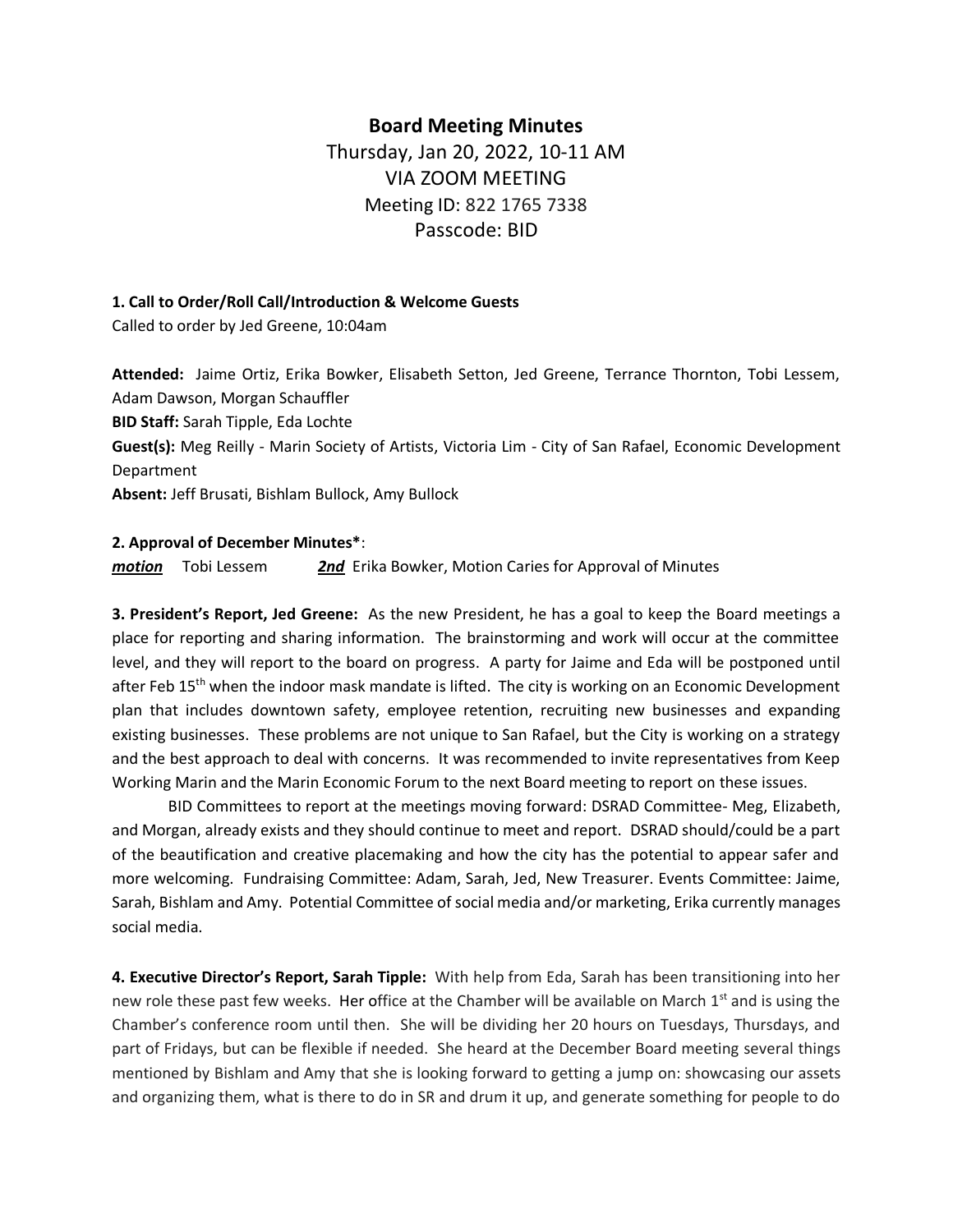# Board Meeting Minutes

Thursday, Jan 20, 2022, 10-11 AM
VIA ZOOM MEETING
Meeting ID: 822 1765 7338
Passcode: BID

**1. Call to Order/Roll Call/Introduction & Welcome Guests**

Called to order by Jed Greene, 10:04am

**Attended:** Jaime Ortiz, Erika Bowker, Elisabeth Setton, Jed Greene, Terrance Thornton, Tobi Lessem, Adam Dawson, Morgan Schauffler

**BID Staff:** Sarah Tipple, Eda Lochte

**Guest(s):** Meg Reilly - Marin Society of Artists, Victoria Lim - City of San Rafael, Economic Development Department

**Absent:** Jeff Brusati, Bishlam Bullock, Amy Bullock

**2. Approval of December Minutes***:

***motion*** Tobi Lessem ***2nd*** Erika Bowker, Motion Caries for Approval of Minutes

**3. President's Report, Jed Greene:** As the new President, he has a goal to keep the Board meetings a place for reporting and sharing information. The brainstorming and work will occur at the committee level, and they will report to the board on progress. A party for Jaime and Eda will be postponed until after Feb 15th when the indoor mask mandate is lifted. The city is working on an Economic Development plan that includes downtown safety, employee retention, recruiting new businesses and expanding existing businesses. These problems are not unique to San Rafael, but the City is working on a strategy and the best approach to deal with concerns. It was recommended to invite representatives from Keep Working Marin and the Marin Economic Forum to the next Board meeting to report on these issues.

BID Committees to report at the meetings moving forward: DSRAD Committee- Meg, Elizabeth, and Morgan, already exists and they should continue to meet and report. DSRAD should/could be a part of the beautification and creative placemaking and how the city has the potential to appear safer and more welcoming. Fundraising Committee: Adam, Sarah, Jed, New Treasurer. Events Committee: Jaime, Sarah, Bishlam and Amy. Potential Committee of social media and/or marketing, Erika currently manages social media.

**4. Executive Director's Report, Sarah Tipple:** With help from Eda, Sarah has been transitioning into her new role these past few weeks. Her office at the Chamber will be available on March 1st and is using the Chamber's conference room until then. She will be dividing her 20 hours on Tuesdays, Thursdays, and part of Fridays, but can be flexible if needed. She heard at the December Board meeting several things mentioned by Bishlam and Amy that she is looking forward to getting a jump on: showcasing our assets and organizing them, what is there to do in SR and drum it up, and generate something for people to do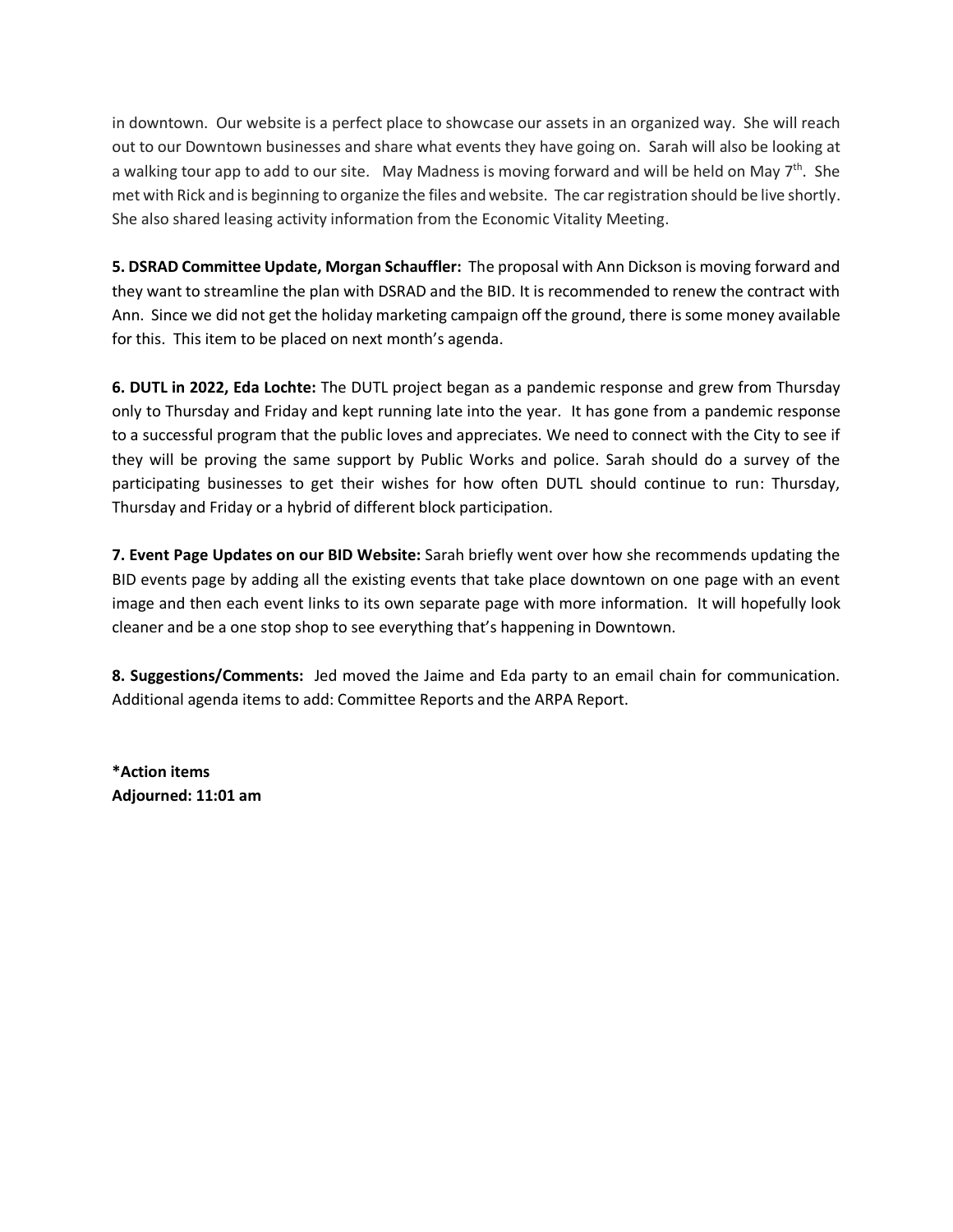in downtown. Our website is a perfect place to showcase our assets in an organized way. She will reach out to our Downtown businesses and share what events they have going on. Sarah will also be looking at a walking tour app to add to our site. May Madness is moving forward and will be held on May 7th. She met with Rick and is beginning to organize the files and website. The car registration should be live shortly. She also shared leasing activity information from the Economic Vitality Meeting.

**5. DSRAD Committee Update, Morgan Schauffler:** The proposal with Ann Dickson is moving forward and they want to streamline the plan with DSRAD and the BID. It is recommended to renew the contract with Ann. Since we did not get the holiday marketing campaign off the ground, there is some money available for this. This item to be placed on next month's agenda.

**6. DUTL in 2022, Eda Lochte:** The DUTL project began as a pandemic response and grew from Thursday only to Thursday and Friday and kept running late into the year. It has gone from a pandemic response to a successful program that the public loves and appreciates. We need to connect with the City to see if they will be proving the same support by Public Works and police. Sarah should do a survey of the participating businesses to get their wishes for how often DUTL should continue to run: Thursday, Thursday and Friday or a hybrid of different block participation.

**7. Event Page Updates on our BID Website:** Sarah briefly went over how she recommends updating the BID events page by adding all the existing events that take place downtown on one page with an event image and then each event links to its own separate page with more information. It will hopefully look cleaner and be a one stop shop to see everything that's happening in Downtown.

**8. Suggestions/Comments:** Jed moved the Jaime and Eda party to an email chain for communication. Additional agenda items to add: Committee Reports and the ARPA Report.

**\*Action items**
**Adjourned: 11:01 am**